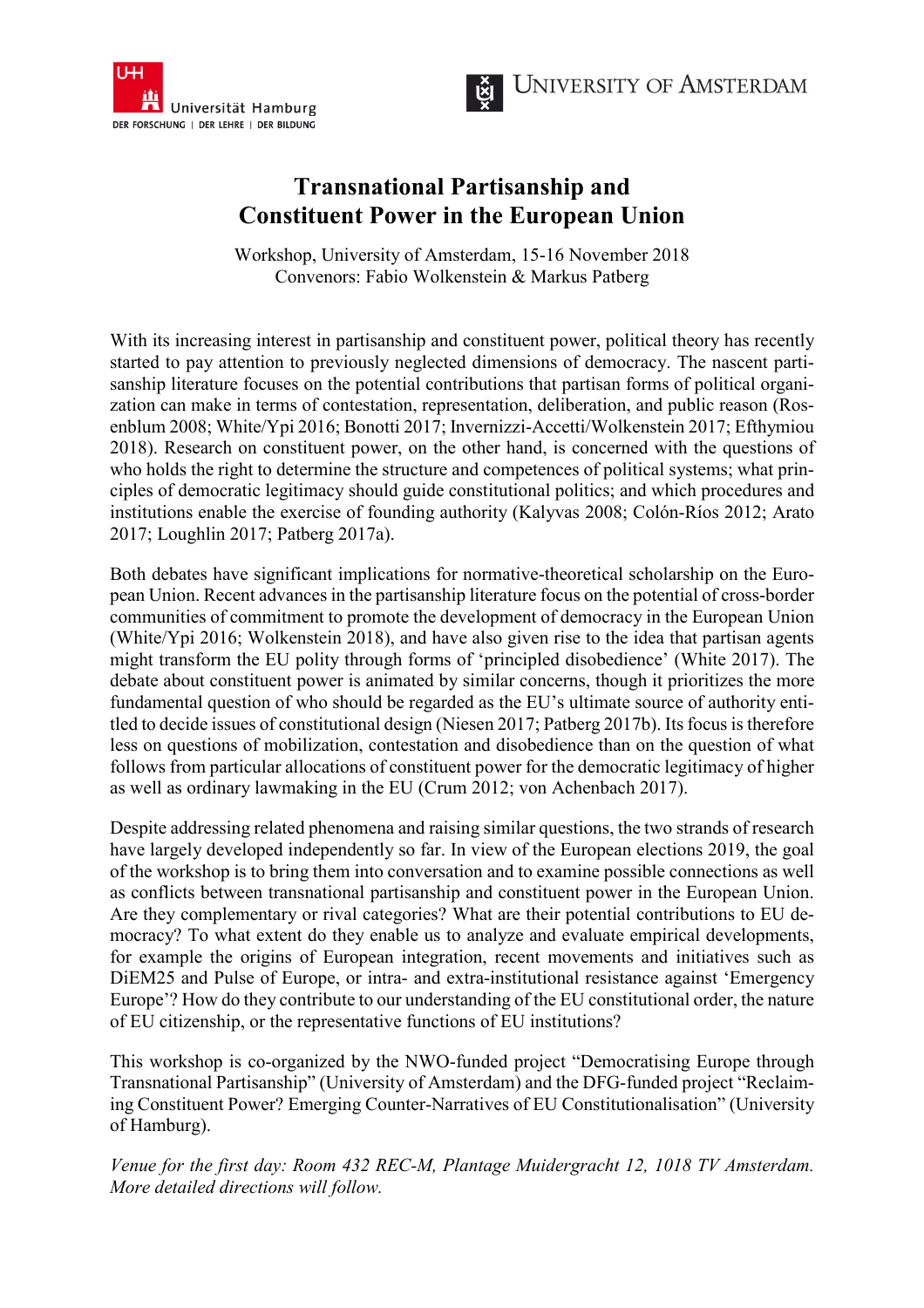Universität Hamburg
DER FORSCHUNG | DER LEHRE | DER BILDUNG

UNIVERSITY OF AMSTERDAM

# Transnational Partisanship and Constituent Power in the European Union

Workshop, University of Amsterdam, 15-16 November 2018
Convenors: Fabio Wolkenstein & Markus Patberg

With its increasing interest in partisanship and constituent power, political theory has recently started to pay attention to previously neglected dimensions of democracy. The nascent partisanship literature focuses on the potential contributions that partisan forms of political organization can make in terms of contestation, representation, deliberation, and public reason (Rosenblum 2008; White/Ypi 2016; Bonotti 2017; Invernizzi-Accetti/Wolkenstein 2017; Efthymiou 2018). Research on constituent power, on the other hand, is concerned with the questions of who holds the right to determine the structure and competences of political systems; what principles of democratic legitimacy should guide constitutional politics; and which procedures and institutions enable the exercise of founding authority (Kalyvas 2008; Colón-Ríos 2012; Arato 2017; Loughlin 2017; Patberg 2017a).

Both debates have significant implications for normative-theoretical scholarship on the European Union. Recent advances in the partisanship literature focus on the potential of cross-border communities of commitment to promote the development of democracy in the European Union (White/Ypi 2016; Wolkenstein 2018), and have also given rise to the idea that partisan agents might transform the EU polity through forms of 'principled disobedience' (White 2017). The debate about constituent power is animated by similar concerns, though it prioritizes the more fundamental question of who should be regarded as the EU's ultimate source of authority entitled to decide issues of constitutional design (Niesen 2017; Patberg 2017b). Its focus is therefore less on questions of mobilization, contestation and disobedience than on the question of what follows from particular allocations of constituent power for the democratic legitimacy of higher as well as ordinary lawmaking in the EU (Crum 2012; von Achenbach 2017).

Despite addressing related phenomena and raising similar questions, the two strands of research have largely developed independently so far. In view of the European elections 2019, the goal of the workshop is to bring them into conversation and to examine possible connections as well as conflicts between transnational partisanship and constituent power in the European Union. Are they complementary or rival categories? What are their potential contributions to EU democracy? To what extent do they enable us to analyze and evaluate empirical developments, for example the origins of European integration, recent movements and initiatives such as DiEM25 and Pulse of Europe, or intra- and extra-institutional resistance against 'Emergency Europe'? How do they contribute to our understanding of the EU constitutional order, the nature of EU citizenship, or the representative functions of EU institutions?

This workshop is co-organized by the NWO-funded project "Democratising Europe through Transnational Partisanship" (University of Amsterdam) and the DFG-funded project "Reclaiming Constituent Power? Emerging Counter-Narratives of EU Constitutionalisation" (University of Hamburg).

*Venue for the first day: Room 432 REC-M, Plantage Muidergracht 12, 1018 TV Amsterdam. More detailed directions will follow.*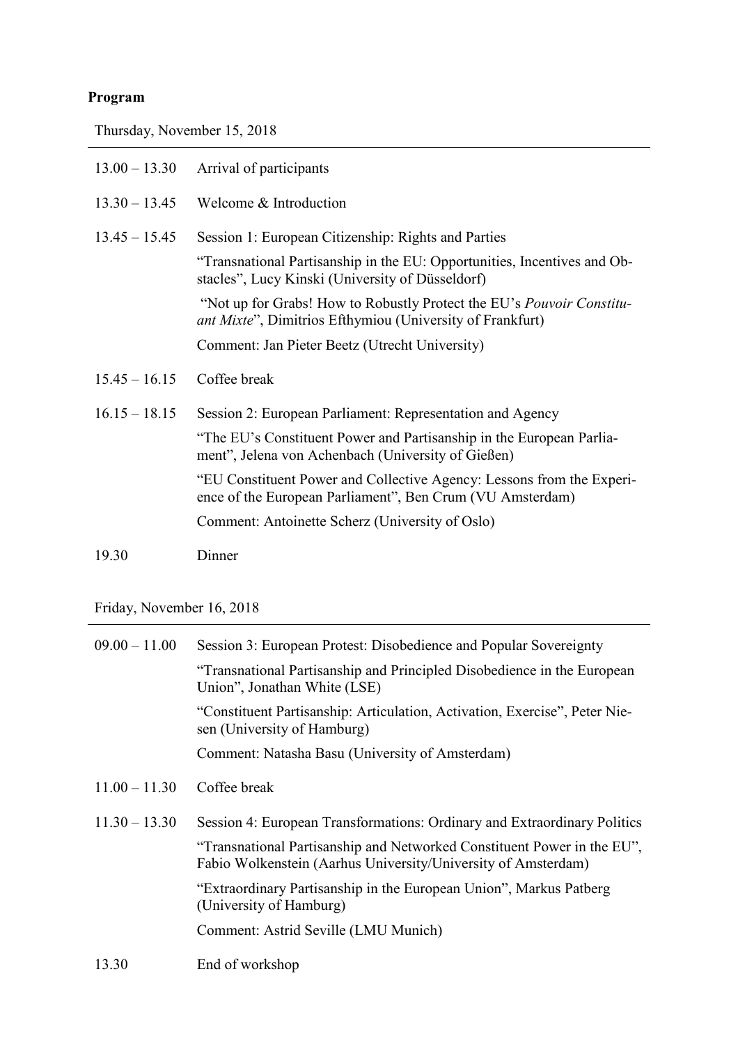**Program**

Thursday, November 15, 2018

| | |
|---|---|
| 13.00 – 13.30 | Arrival of participants |
| 13.30 – 13.45 | Welcome & Introduction |
| 13.45 – 15.45 | Session 1: European Citizenship: Rights and Parties<br>"Transnational Partisanship in the EU: Opportunities, Incentives and Obstacles", Lucy Kinski (University of Düsseldorf)<br>"Not up for Grabs! How to Robustly Protect the EU's *Pouvoir Constituant Mixte*", Dimitrios Efthymiou (University of Frankfurt)<br>Comment: Jan Pieter Beetz (Utrecht University) |
| 15.45 – 16.15 | Coffee break |
| 16.15 – 18.15 | Session 2: European Parliament: Representation and Agency<br>"The EU's Constituent Power and Partisanship in the European Parliament", Jelena von Achenbach (University of Gießen)<br>"EU Constituent Power and Collective Agency: Lessons from the Experience of the European Parliament", Ben Crum (VU Amsterdam)<br>Comment: Antoinette Scherz (University of Oslo) |
| 19.30 | Dinner |

Friday, November 16, 2018

| | |
|---|---|
| 09.00 – 11.00 | Session 3: European Protest: Disobedience and Popular Sovereignty<br>"Transnational Partisanship and Principled Disobedience in the European Union", Jonathan White (LSE)<br>"Constituent Partisanship: Articulation, Activation, Exercise", Peter Niesen (University of Hamburg)<br>Comment: Natasha Basu (University of Amsterdam) |
| 11.00 – 11.30 | Coffee break |
| 11.30 – 13.30 | Session 4: European Transformations: Ordinary and Extraordinary Politics<br>"Transnational Partisanship and Networked Constituent Power in the EU", Fabio Wolkenstein (Aarhus University/University of Amsterdam)<br>"Extraordinary Partisanship in the European Union", Markus Patberg (University of Hamburg)<br>Comment: Astrid Seville (LMU Munich) |
| 13.30 | End of workshop |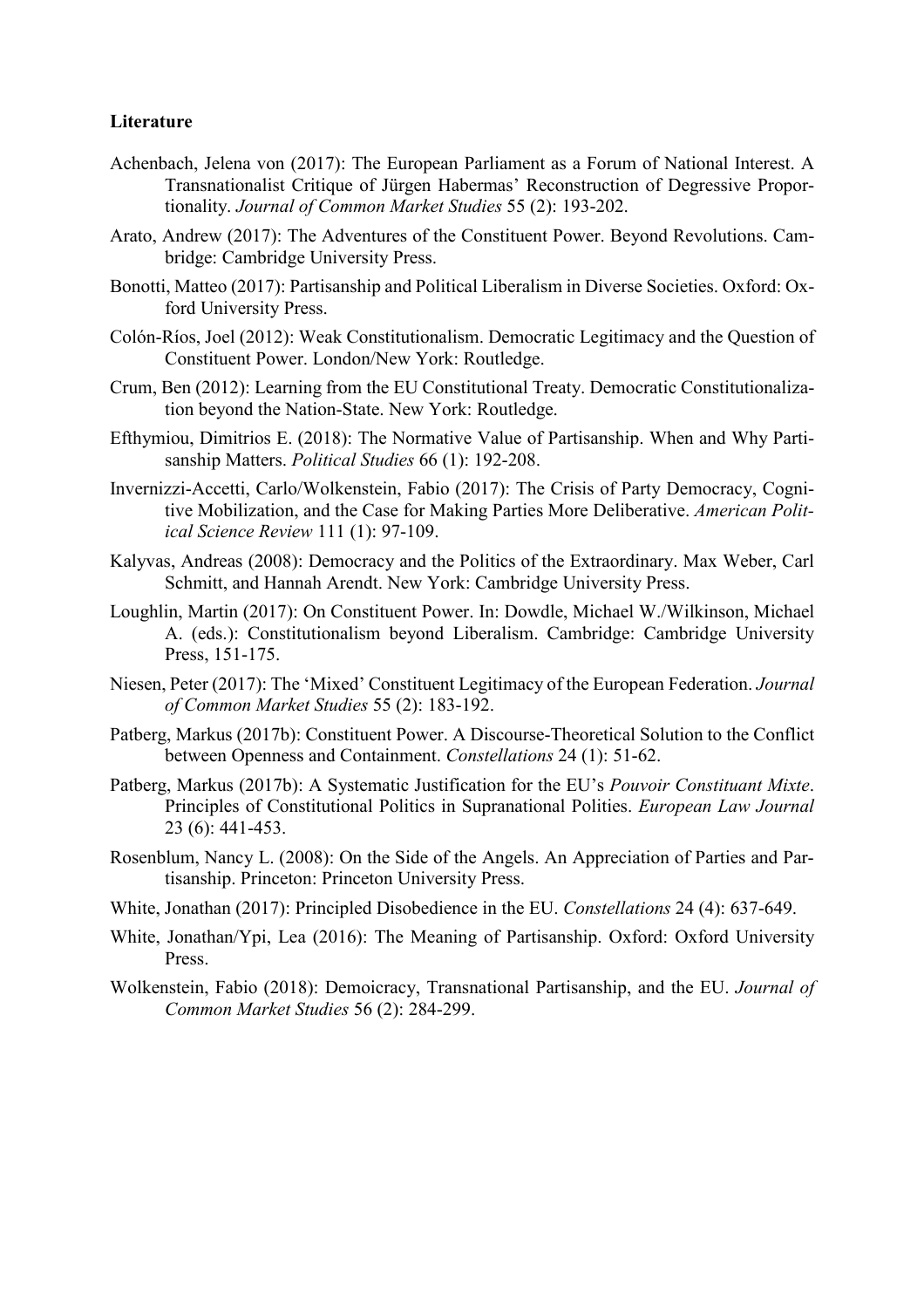**Literature**

Achenbach, Jelena von (2017): The European Parliament as a Forum of National Interest. A Transnationalist Critique of Jürgen Habermas' Reconstruction of Degressive Proportionality. *Journal of Common Market Studies* 55 (2): 193-202.

Arato, Andrew (2017): The Adventures of the Constituent Power. Beyond Revolutions. Cambridge: Cambridge University Press.

Bonotti, Matteo (2017): Partisanship and Political Liberalism in Diverse Societies. Oxford: Oxford University Press.

Colón-Ríos, Joel (2012): Weak Constitutionalism. Democratic Legitimacy and the Question of Constituent Power. London/New York: Routledge.

Crum, Ben (2012): Learning from the EU Constitutional Treaty. Democratic Constitutionalization beyond the Nation-State. New York: Routledge.

Efthymiou, Dimitrios E. (2018): The Normative Value of Partisanship. When and Why Partisanship Matters. *Political Studies* 66 (1): 192-208.

Invernizzi-Accetti, Carlo/Wolkenstein, Fabio (2017): The Crisis of Party Democracy, Cognitive Mobilization, and the Case for Making Parties More Deliberative. *American Political Science Review* 111 (1): 97-109.

Kalyvas, Andreas (2008): Democracy and the Politics of the Extraordinary. Max Weber, Carl Schmitt, and Hannah Arendt. New York: Cambridge University Press.

Loughlin, Martin (2017): On Constituent Power. In: Dowdle, Michael W./Wilkinson, Michael A. (eds.): Constitutionalism beyond Liberalism. Cambridge: Cambridge University Press, 151-175.

Niesen, Peter (2017): The 'Mixed' Constituent Legitimacy of the European Federation. *Journal of Common Market Studies* 55 (2): 183-192.

Patberg, Markus (2017b): Constituent Power. A Discourse-Theoretical Solution to the Conflict between Openness and Containment. *Constellations* 24 (1): 51-62.

Patberg, Markus (2017b): A Systematic Justification for the EU's *Pouvoir Constituant Mixte*. Principles of Constitutional Politics in Supranational Polities. *European Law Journal* 23 (6): 441-453.

Rosenblum, Nancy L. (2008): On the Side of the Angels. An Appreciation of Parties and Partisanship. Princeton: Princeton University Press.

White, Jonathan (2017): Principled Disobedience in the EU. *Constellations* 24 (4): 637-649.

White, Jonathan/Ypi, Lea (2016): The Meaning of Partisanship. Oxford: Oxford University Press.

Wolkenstein, Fabio (2018): Demoicracy, Transnational Partisanship, and the EU. *Journal of Common Market Studies* 56 (2): 284-299.